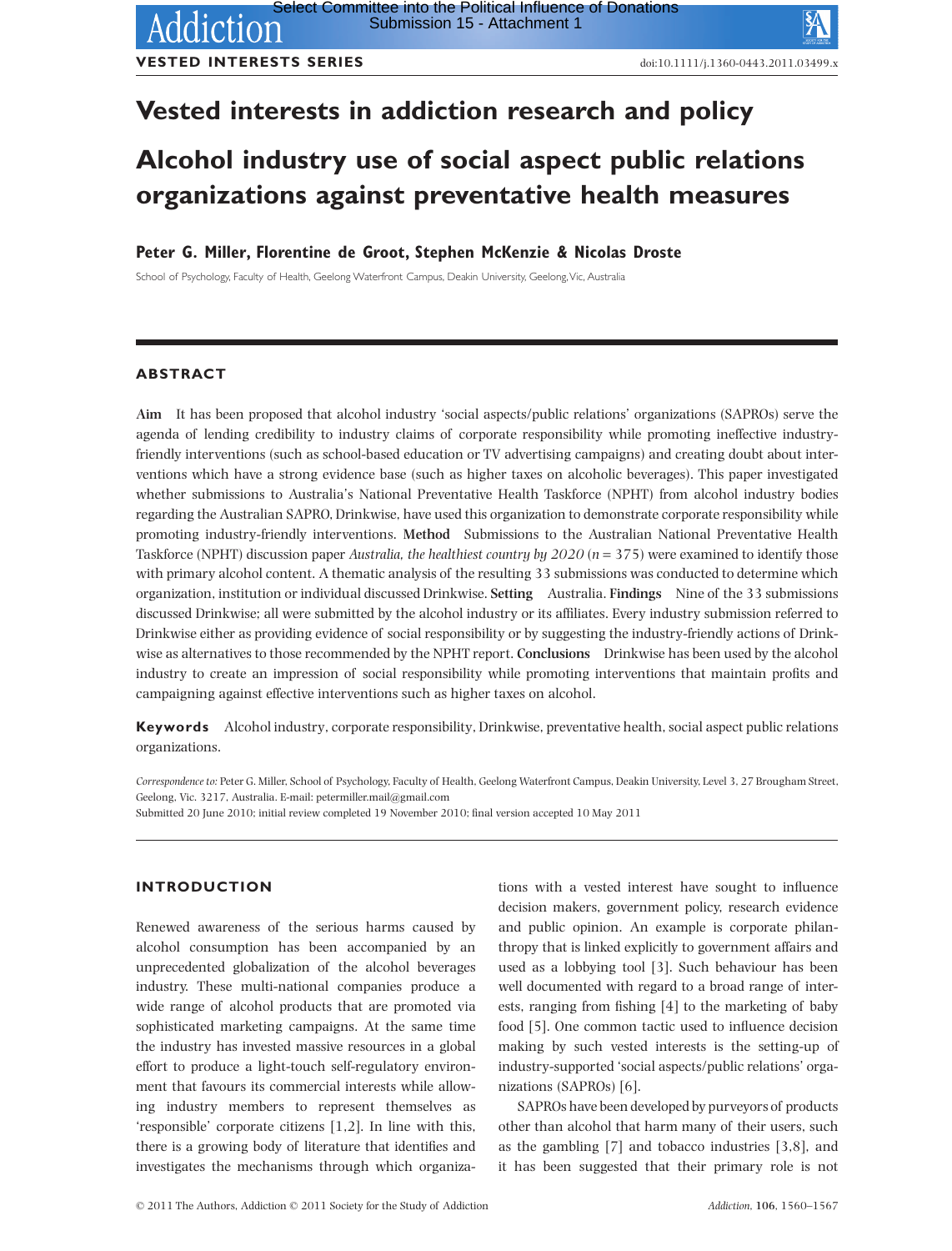VESTED INTERESTS SERIES

doi:10.1111/j.1360-0443.2011.03499.x

# Vested interests in addiction research and policy

# Alcohol industry use of social aspect public relations organizations against preventative health measures

**Peter G. Miller, Florentine de Groot, Stephen McKenzie & Nicolas Droste**

School of Psychology, Faculty of Health, Geelong Waterfront Campus, Deakin University, Geelong, Vic, Australia

## ABSTRACT

**Aim** It has been proposed that alcohol industry 'social aspects/public relations' organizations (SAPROs) serve the agenda of lending credibility to industry claims of corporate responsibility while promoting ineffective industry-friendly interventions (such as school-based education or TV advertising campaigns) and creating doubt about interventions which have a strong evidence base (such as higher taxes on alcoholic beverages). This paper investigated whether submissions to Australia's National Preventative Health Taskforce (NPHT) from alcohol industry bodies regarding the Australian SAPRO, Drinkwise, have used this organization to demonstrate corporate responsibility while promoting industry-friendly interventions. **Method** Submissions to the Australian National Preventative Health Taskforce (NPHT) discussion paper *Australia, the healthiest country by 2020* ($n = 375$) were examined to identify those with primary alcohol content. A thematic analysis of the resulting 33 submissions was conducted to determine which organization, institution or individual discussed Drinkwise. **Setting** Australia. **Findings** Nine of the 33 submissions discussed Drinkwise; all were submitted by the alcohol industry or its affiliates. Every industry submission referred to Drinkwise either as providing evidence of social responsibility or by suggesting the industry-friendly actions of Drinkwise as alternatives to those recommended by the NPHT report. **Conclusions** Drinkwise has been used by the alcohol industry to create an impression of social responsibility while promoting interventions that maintain profits and campaigning against effective interventions such as higher taxes on alcohol.

**Keywords** Alcohol industry, corporate responsibility, Drinkwise, preventative health, social aspect public relations organizations.

*Correspondence to:* Peter G. Miller, School of Psychology, Faculty of Health, Geelong Waterfront Campus, Deakin University, Level 3, 27 Brougham Street, Geelong, Vic. 3217, Australia. E-mail: petermiller.mail@gmail.com
Submitted 20 June 2010; initial review completed 19 November 2010; final version accepted 10 May 2011

## INTRODUCTION

Renewed awareness of the serious harms caused by alcohol consumption has been accompanied by an unprecedented globalization of the alcohol beverages industry. These multi-national companies produce a wide range of alcohol products that are promoted via sophisticated marketing campaigns. At the same time the industry has invested massive resources in a global effort to produce a light-touch self-regulatory environment that favours its commercial interests while allowing industry members to represent themselves as 'responsible' corporate citizens [1,2]. In line with this, there is a growing body of literature that identifies and investigates the mechanisms through which organizations with a vested interest have sought to influence decision makers, government policy, research evidence and public opinion. An example is corporate philanthropy that is linked explicitly to government affairs and used as a lobbying tool [3]. Such behaviour has been well documented with regard to a broad range of interests, ranging from fishing [4] to the marketing of baby food [5]. One common tactic used to influence decision making by such vested interests is the setting-up of industry-supported 'social aspects/public relations' organizations (SAPROs) [6].

SAPROs have been developed by purveyors of products other than alcohol that harm many of their users, such as the gambling [7] and tobacco industries [3,8], and it has been suggested that their primary role is not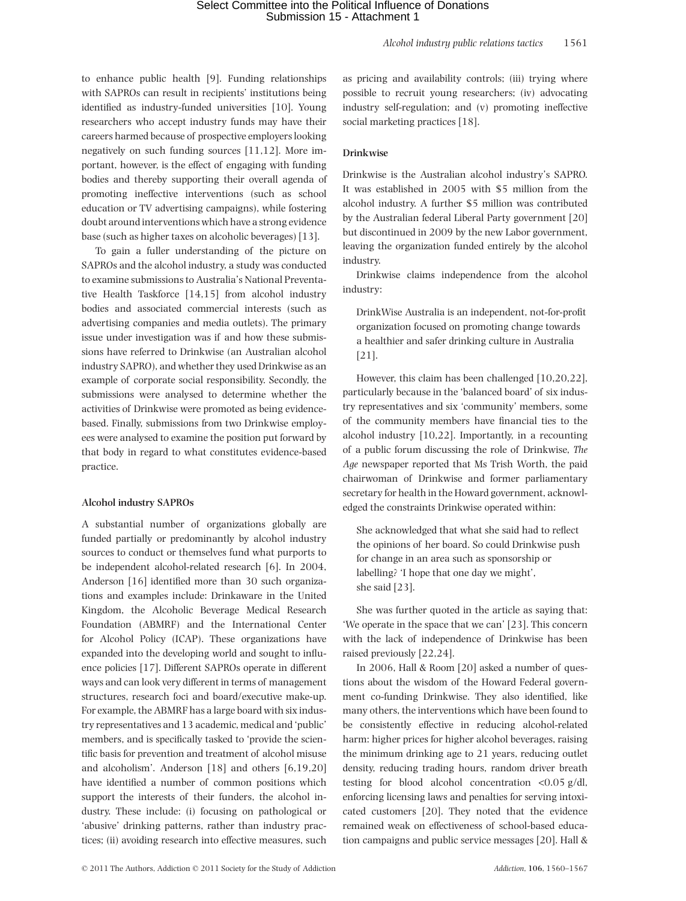to enhance public health [9]. Funding relationships with SAPROs can result in recipients' institutions being identified as industry-funded universities [10]. Young researchers who accept industry funds may have their careers harmed because of prospective employers looking negatively on such funding sources [11,12]. More important, however, is the effect of engaging with funding bodies and thereby supporting their overall agenda of promoting ineffective interventions (such as school education or TV advertising campaigns), while fostering doubt around interventions which have a strong evidence base (such as higher taxes on alcoholic beverages) [13].

To gain a fuller understanding of the picture on SAPROs and the alcohol industry, a study was conducted to examine submissions to Australia's National Preventative Health Taskforce [14,15] from alcohol industry bodies and associated commercial interests (such as advertising companies and media outlets). The primary issue under investigation was if and how these submissions have referred to Drinkwise (an Australian alcohol industry SAPRO), and whether they used Drinkwise as an example of corporate social responsibility. Secondly, the submissions were analysed to determine whether the activities of Drinkwise were promoted as being evidence-based. Finally, submissions from two Drinkwise employees were analysed to examine the position put forward by that body in regard to what constitutes evidence-based practice.

### Alcohol industry SAPROs

A substantial number of organizations globally are funded partially or predominantly by alcohol industry sources to conduct or themselves fund what purports to be independent alcohol-related research [6]. In 2004, Anderson [16] identified more than 30 such organizations and examples include: Drinkaware in the United Kingdom, the Alcoholic Beverage Medical Research Foundation (ABMRF) and the International Center for Alcohol Policy (ICAP). These organizations have expanded into the developing world and sought to influence policies [17]. Different SAPROs operate in different ways and can look very different in terms of management structures, research foci and board/executive make-up. For example, the ABMRF has a large board with six industry representatives and 13 academic, medical and 'public' members, and is specifically tasked to 'provide the scientific basis for prevention and treatment of alcohol misuse and alcoholism'. Anderson [18] and others [6,19,20] have identified a number of common positions which support the interests of their funders, the alcohol industry. These include: (i) focusing on pathological or 'abusive' drinking patterns, rather than industry practices; (ii) avoiding research into effective measures, such as pricing and availability controls; (iii) trying where possible to recruit young researchers; (iv) advocating industry self-regulation; and (v) promoting ineffective social marketing practices [18].

### Drinkwise

Drinkwise is the Australian alcohol industry's SAPRO. It was established in 2005 with $5 million from the alcohol industry. A further $5 million was contributed by the Australian federal Liberal Party government [20] but discontinued in 2009 by the new Labor government, leaving the organization funded entirely by the alcohol industry.

Drinkwise claims independence from the alcohol industry:

> DrinkWise Australia is an independent, not-for-profit organization focused on promoting change towards a healthier and safer drinking culture in Australia [21].

However, this claim has been challenged [10,20,22], particularly because in the 'balanced board' of six industry representatives and six 'community' members, some of the community members have financial ties to the alcohol industry [10,22]. Importantly, in a recounting of a public forum discussing the role of Drinkwise, *The Age* newspaper reported that Ms Trish Worth, the paid chairwoman of Drinkwise and former parliamentary secretary for health in the Howard government, acknowledged the constraints Drinkwise operated within:

> She acknowledged that what she said had to reflect the opinions of her board. So could Drinkwise push for change in an area such as sponsorship or labelling? 'I hope that one day we might', she said [23].

She was further quoted in the article as saying that: 'We operate in the space that we can' [23]. This concern with the lack of independence of Drinkwise has been raised previously [22,24].

In 2006, Hall & Room [20] asked a number of questions about the wisdom of the Howard Federal government co-funding Drinkwise. They also identified, like many others, the interventions which have been found to be consistently effective in reducing alcohol-related harm: higher prices for higher alcohol beverages, raising the minimum drinking age to 21 years, reducing outlet density, reducing trading hours, random driver breath testing for blood alcohol concentration $<0.05$ g/dl, enforcing licensing laws and penalties for serving intoxicated customers [20]. They noted that the evidence remained weak on effectiveness of school-based education campaigns and public service messages [20]. Hall &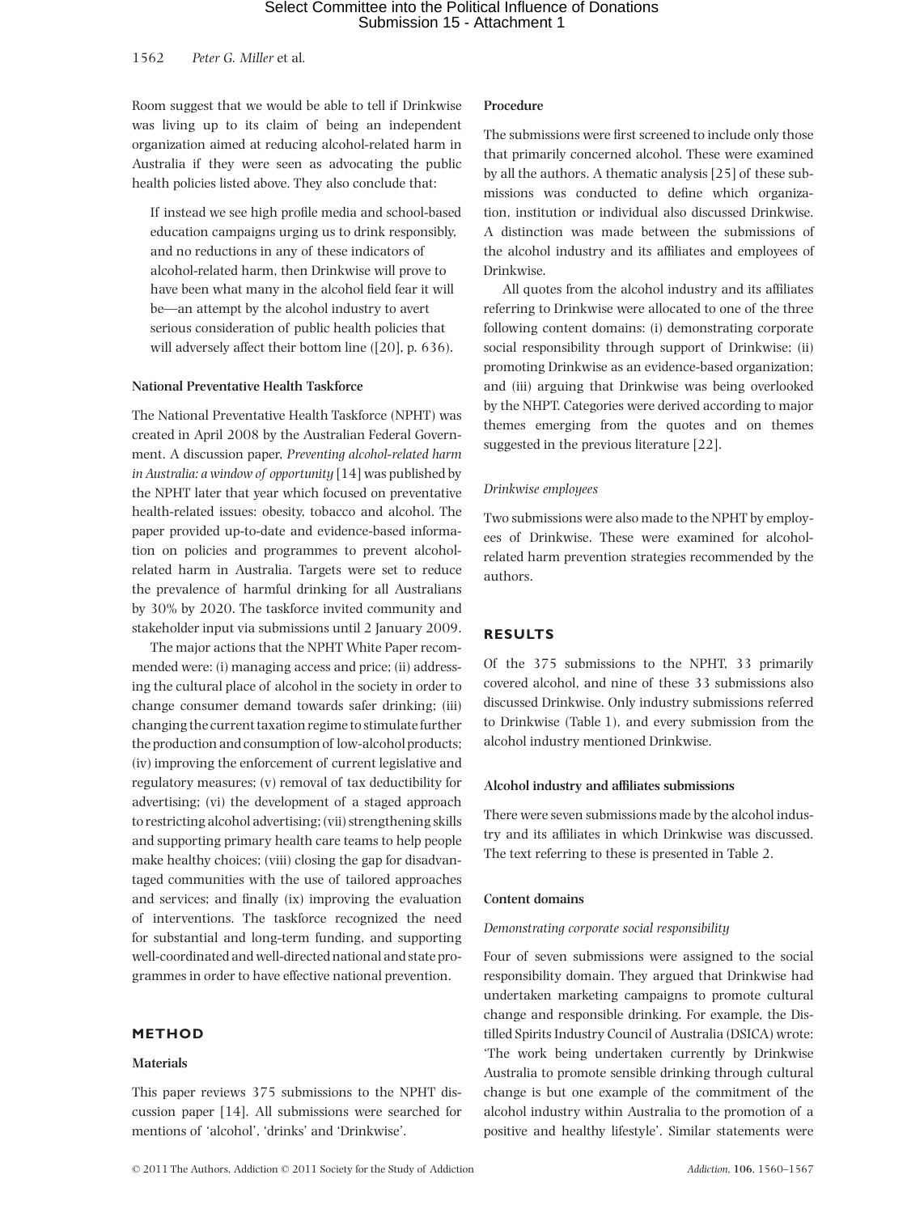Room suggest that we would be able to tell if Drinkwise was living up to its claim of being an independent organization aimed at reducing alcohol-related harm in Australia if they were seen as advocating the public health policies listed above. They also conclude that:

> If instead we see high profile media and school-based education campaigns urging us to drink responsibly, and no reductions in any of these indicators of alcohol-related harm, then Drinkwise will prove to have been what many in the alcohol field fear it will be—an attempt by the alcohol industry to avert serious consideration of public health policies that will adversely affect their bottom line ([20], p. 636).

### National Preventative Health Taskforce

The National Preventative Health Taskforce (NPHT) was created in April 2008 by the Australian Federal Government. A discussion paper, *Preventing alcohol-related harm in Australia: a window of opportunity* [14] was published by the NPHT later that year which focused on preventative health-related issues: obesity, tobacco and alcohol. The paper provided up-to-date and evidence-based information on policies and programmes to prevent alcohol-related harm in Australia. Targets were set to reduce the prevalence of harmful drinking for all Australians by 30% by 2020. The taskforce invited community and stakeholder input via submissions until 2 January 2009.

The major actions that the NPHT White Paper recommended were: (i) managing access and price; (ii) addressing the cultural place of alcohol in the society in order to change consumer demand towards safer drinking; (iii) changing the current taxation regime to stimulate further the production and consumption of low-alcohol products; (iv) improving the enforcement of current legislative and regulatory measures; (v) removal of tax deductibility for advertising; (vi) the development of a staged approach to restricting alcohol advertising; (vii) strengthening skills and supporting primary health care teams to help people make healthy choices; (viii) closing the gap for disadvantaged communities with the use of tailored approaches and services; and finally (ix) improving the evaluation of interventions. The taskforce recognized the need for substantial and long-term funding, and supporting well-coordinated and well-directed national and state programmes in order to have effective national prevention.

## METHOD

### Materials

This paper reviews 375 submissions to the NPHT discussion paper [14]. All submissions were searched for mentions of 'alcohol', 'drinks' and 'Drinkwise'.

### Procedure

The submissions were first screened to include only those that primarily concerned alcohol. These were examined by all the authors. A thematic analysis [25] of these submissions was conducted to define which organization, institution or individual also discussed Drinkwise. A distinction was made between the submissions of the alcohol industry and its affiliates and employees of Drinkwise.

All quotes from the alcohol industry and its affiliates referring to Drinkwise were allocated to one of the three following content domains: (i) demonstrating corporate social responsibility through support of Drinkwise; (ii) promoting Drinkwise as an evidence-based organization; and (iii) arguing that Drinkwise was being overlooked by the NHPT. Categories were derived according to major themes emerging from the quotes and on themes suggested in the previous literature [22].

#### *Drinkwise employees*

Two submissions were also made to the NPHT by employees of Drinkwise. These were examined for alcohol-related harm prevention strategies recommended by the authors.

## RESULTS

Of the 375 submissions to the NPHT, 33 primarily covered alcohol, and nine of these 33 submissions also discussed Drinkwise. Only industry submissions referred to Drinkwise (Table 1), and every submission from the alcohol industry mentioned Drinkwise.

### Alcohol industry and affiliates submissions

There were seven submissions made by the alcohol industry and its affiliates in which Drinkwise was discussed. The text referring to these is presented in Table 2.

### Content domains

#### *Demonstrating corporate social responsibility*

Four of seven submissions were assigned to the social responsibility domain. They argued that Drinkwise had undertaken marketing campaigns to promote cultural change and responsible drinking. For example, the Distilled Spirits Industry Council of Australia (DSICA) wrote: 'The work being undertaken currently by Drinkwise Australia to promote sensible drinking through cultural change is but one example of the commitment of the alcohol industry within Australia to the promotion of a positive and healthy lifestyle'. Similar statements were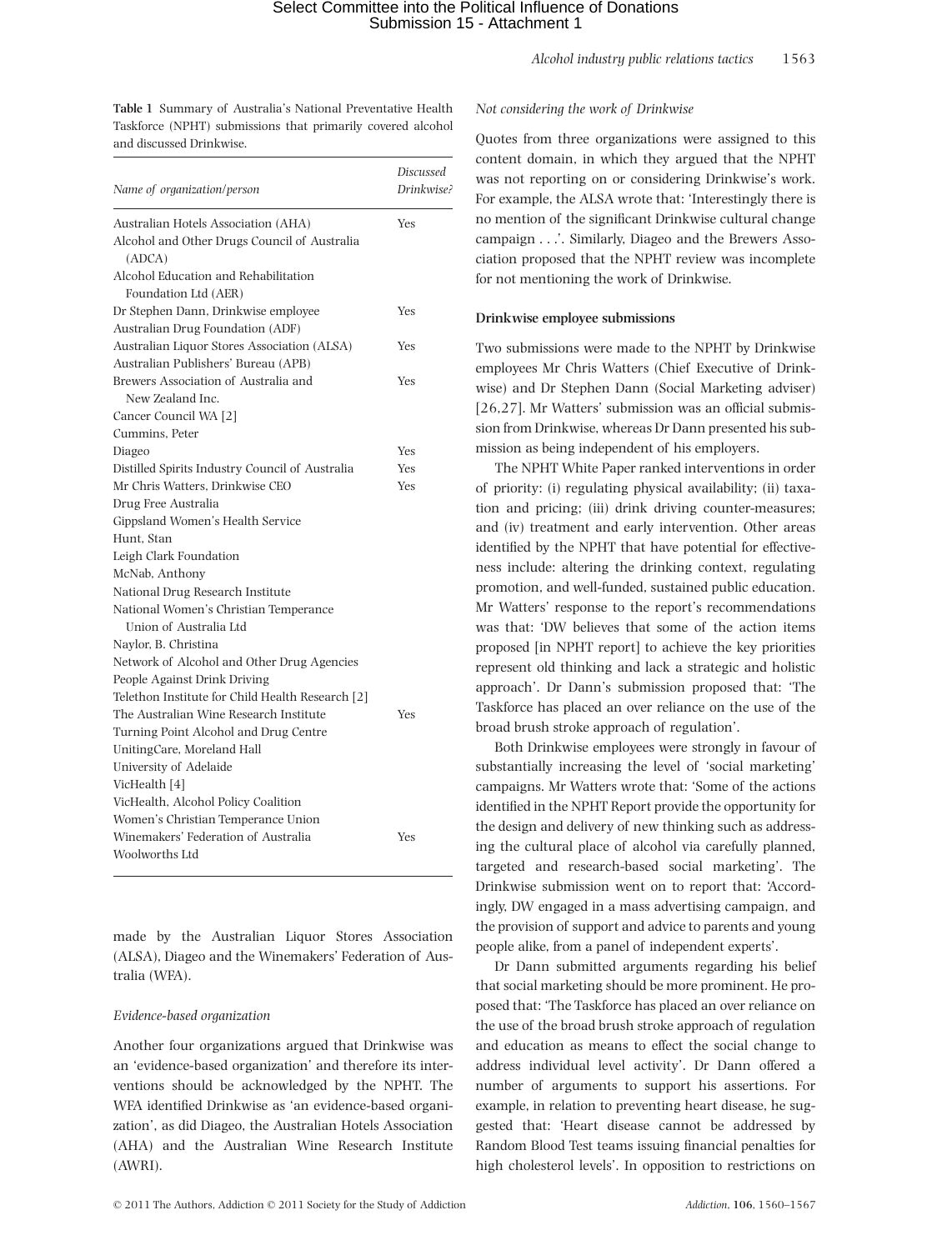**Table 1** Summary of Australia's National Preventative Health Taskforce (NPHT) submissions that primarily covered alcohol and discussed Drinkwise.

| Name of organization/person | Discussed Drinkwise? |
|---|---|
| Australian Hotels Association (AHA) | Yes |
| Alcohol and Other Drugs Council of Australia (ADCA) | |
| Alcohol Education and Rehabilitation Foundation Ltd (AER) | |
| Dr Stephen Dann, Drinkwise employee | Yes |
| Australian Drug Foundation (ADF) | |
| Australian Liquor Stores Association (ALSA) | Yes |
| Australian Publishers' Bureau (APB) | |
| Brewers Association of Australia and New Zealand Inc. | Yes |
| Cancer Council WA [2] | |
| Cummins, Peter | |
| Diageo | Yes |
| Distilled Spirits Industry Council of Australia | Yes |
| Mr Chris Watters, Drinkwise CEO | Yes |
| Drug Free Australia | |
| Gippsland Women's Health Service | |
| Hunt, Stan | |
| Leigh Clark Foundation | |
| McNab, Anthony | |
| National Drug Research Institute | |
| National Women's Christian Temperance Union of Australia Ltd | |
| Naylor, B. Christina | |
| Network of Alcohol and Other Drug Agencies | |
| People Against Drink Driving | |
| Telethon Institute for Child Health Research [2] | |
| The Australian Wine Research Institute | Yes |
| Turning Point Alcohol and Drug Centre | |
| UnitingCare, Moreland Hall | |
| University of Adelaide | |
| VicHealth [4] | |
| VicHealth, Alcohol Policy Coalition | |
| Women's Christian Temperance Union | |
| Winemakers' Federation of Australia | Yes |
| Woolworths Ltd | |

made by the Australian Liquor Stores Association (ALSA), Diageo and the Winemakers' Federation of Australia (WFA).

*Evidence-based organization*

Another four organizations argued that Drinkwise was an 'evidence-based organization' and therefore its interventions should be acknowledged by the NPHT. The WFA identified Drinkwise as 'an evidence-based organization', as did Diageo, the Australian Hotels Association (AHA) and the Australian Wine Research Institute (AWRI).

*Not considering the work of Drinkwise*

Quotes from three organizations were assigned to this content domain, in which they argued that the NPHT was not reporting on or considering Drinkwise's work. For example, the ALSA wrote that: 'Interestingly there is no mention of the significant Drinkwise cultural change campaign . . .'. Similarly, Diageo and the Brewers Association proposed that the NPHT review was incomplete for not mentioning the work of Drinkwise.

**Drinkwise employee submissions**

Two submissions were made to the NPHT by Drinkwise employees Mr Chris Watters (Chief Executive of Drinkwise) and Dr Stephen Dann (Social Marketing adviser) [26,27]. Mr Watters' submission was an official submission from Drinkwise, whereas Dr Dann presented his submission as being independent of his employers.

The NPHT White Paper ranked interventions in order of priority: (i) regulating physical availability; (ii) taxation and pricing; (iii) drink driving counter-measures; and (iv) treatment and early intervention. Other areas identified by the NPHT that have potential for effectiveness include: altering the drinking context, regulating promotion, and well-funded, sustained public education. Mr Watters' response to the report's recommendations was that: 'DW believes that some of the action items proposed [in NPHT report] to achieve the key priorities represent old thinking and lack a strategic and holistic approach'. Dr Dann's submission proposed that: 'The Taskforce has placed an over reliance on the use of the broad brush stroke approach of regulation'.

Both Drinkwise employees were strongly in favour of substantially increasing the level of 'social marketing' campaigns. Mr Watters wrote that: 'Some of the actions identified in the NPHT Report provide the opportunity for the design and delivery of new thinking such as addressing the cultural place of alcohol via carefully planned, targeted and research-based social marketing'. The Drinkwise submission went on to report that: 'Accordingly, DW engaged in a mass advertising campaign, and the provision of support and advice to parents and young people alike, from a panel of independent experts'.

Dr Dann submitted arguments regarding his belief that social marketing should be more prominent. He proposed that: 'The Taskforce has placed an over reliance on the use of the broad brush stroke approach of regulation and education as means to effect the social change to address individual level activity'. Dr Dann offered a number of arguments to support his assertions. For example, in relation to preventing heart disease, he suggested that: 'Heart disease cannot be addressed by Random Blood Test teams issuing financial penalties for high cholesterol levels'. In opposition to restrictions on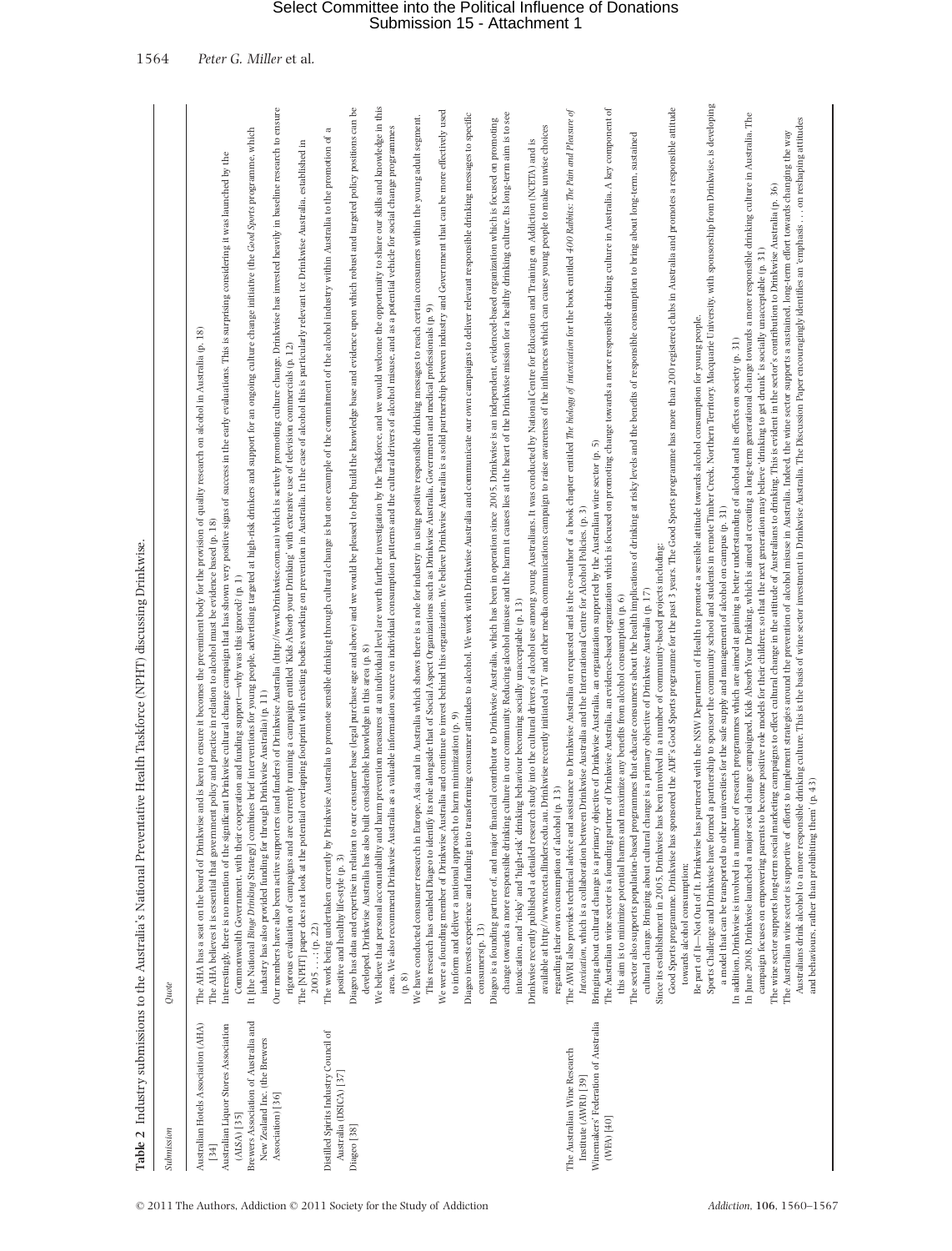**Table 2** Industry submissions to the Australia's National Preventative Health Taskforce (NPHT) discussing Drinkwise.

| Submission | Quote |
| --- | --- |
| Australian Hotels Association (AHA) [34] | The AHA has a seat on the board of Drinkwise and is keen to ensure it becomes the preeminent body for the provision of quality research on alcohol in Australia (p. 18)<br>The AHA believes it is essential that government policy and practice in relation to alcohol must be evidence based (p. 18) |
| Australian Liquor Stores Association (ALSA) [35] | Interestingly, there is no mention of the significant Drinkwise cultural change campaign that has shown very positive signs of success in the early evaluations. This is surprising considering it was launched by the Commonwealth Government, with their cooperation and funding support—why was this ignored? (p. 1) |
| Brewers Association of Australia and New Zealand Inc. (the Brewers Association) [36] | It [the National *Binge Drinking* Strategy] combines brief interventions for young people, advertising targeted at high-risk drinkers and support for an ongoing culture change initiative (the *Good Sports* programme, which industry has also provided funding for through Drinkwise Australia) (p. 11)<br>Our members have also been active supporters (and funders) of Drinkwise Australia (http://www.Drinkwise.com.au) which is actively promoting culture change. Drinkwise has invested heavily in baseline research to ensure rigorous evaluation of campaigns and are currently running a campaign entitled 'Kids Absorb your Drinking' with extensive use of television commercials (p. 12)<br>The [NPHT] paper does not look at the potential overlapping footprint with existing bodies working on prevention in Australia. In the case of alcohol this is particularly relevant to: Drinkwise Australia, established in 2005 . . . (p. 22) |
| Distilled Spirits Industry Council of Australia (DSICA) [37] | The work being undertaken currently by Drinkwise Australia to promote sensible drinking through cultural change is but one example of the commitment of the alcohol industry within Australia to the promotion of a positive and healthy life-style (p. 3) |
| Diageo [38] | Diageo has data and expertise in relation to our consumer base (legal purchase age and above) and we would be pleased to help build the knowledge base and evidence upon which robust and targeted policy positions can be developed. Drinkwise Australia has also built considerable knowledge in this area (p. 8)<br>We believe that personal accountability and harm prevention measures at an individual level are worth further investigation by the Taskforce, and we would welcome the opportunity to share our skills and knowledge in this area. We also recommend Drinkwise Australia as a valuable information source on individual consumption patterns and the cultural drivers of alcohol misuse, and as a potential vehicle for social change programmes (p. 8)<br>We have conducted consumer research in Europe, Asia and in Australia which shows there is a role for industry in using positive responsible drinking messages to reach certain consumers within the young adult segment. This research has enabled Diageo to identify its role alongside that of Social Aspect Organizations such as Drinkwise Australia, Government and medical professionals (p. 9)<br>We were a founding member of Drinkwise Australia and continue to invest behind this organization. We believe Drinkwise Australia is a solid partnership between industry and Government that can be more effectively used to inform and deliver a national approach to harm minimization (p. 9)<br>Diageo invests experience and funding into transforming consumer attitudes to alcohol. We work with Drinkwise Australia and communicate our own campaigns to deliver relevant responsible drinking messages to specific consumers(p. 13)<br>Diageo is a founding partner of, and major financial contributor to Drinkwise Australia, which has been in operation since 2005. Drinkwise is an independent, evidenced-based organization which is focused on promoting change towards a more responsible drinking culture in our community. Reducing alcohol misuse and the harm it causes lies at the heart of the Drinkwise mission for a healthy drinking culture. Its long-term aim is to see intoxication, and 'risky' and 'high-risk' drinking behaviour becoming socially unacceptable (p. 13)<br>Drinkwise recently published a detailed research study into the cultural drivers of alcohol use among young Australians. It was conducted by National Centre for Education and Training on Addiction (NCETA) and is available at http://www.nceta.flinders.edu.au. Drinkwise recently initiated a TV and other media communications campaign to raise awareness of the influences which can cause young people to make unwise choices regarding their own consumption of alcohol (p. 13) |
| The Australian Wine Research Institute (AWRI) [39] | The AWRI also provides technical advice and assistance to Drinkwise Australia on requested and is the co-author of a book chapter entitled *The biology of intoxication* for the book entitled *400 Rabbits: The Pain and Pleasure of Intoxication*, which is a collaboration between Drinkwise Australia and the International Centre for Alcohol Policies. (p. 3) |
| Winemakers' Federation of Australia (WFA) [40] | Bringing about cultural change is a primary objective of Drinkwise Australia, an organization supported by the Australian wine sector (p. 5)<br>The Australian wine sector is a founding partner of Drinkwise Australia, an evidence-based organization which is focused on promoting change towards a more responsible drinking culture in Australia. A key component of this aim is to minimize potential harms and maximize any benefits from alcohol consumption (p. 6)<br>The sector also supports population-based programmes that educate consumers about the health implications of drinking at risky levels and the benefits of responsible consumption to bring about long-term, sustained cultural change. Bringing about cultural change is a primary objective of Drinkwise Australia (p. 17)<br>Since its establishment in 2005, Drinkwise has been involved in a number of community-based projects including:<br>Good Sports programme. Drinkwise has sponsored the ADF's Good Sports programme for the past 3 years. The Good Sports programme has more than 200 registered clubs in Australia and promotes a responsible attitude towards alcohol consumption;<br>Be part of It—Not Out of It. Drinkwise has partnered with the NSW Department of Health to promote a sensible attitude towards alcohol consumption for young people.<br>Sports Challenge and Drinkwise have formed a partnership to sponsor the community school and students in remote Timber Creek, Northern Territory. Macquarie University, with sponsorship from Drinkwise, is developing a model that can be transported to other universities for the safe supply and management of alcohol on campus (p. 31)<br>In addition, Drinkwise is involved in a number of research programmes which are aimed at gaining a better understanding of alcohol and its effects on society (p. 31)<br>In June 2008, Drinkwise launched a major social change campaigned, Kids Absorb Your Drinking, which is aimed at creating a long-term generational change towards a more responsible drinking culture in Australia. The campaign focuses on empowering parents to become positive role models for their children; so that the next generation may believe 'drinking to get drunk' is socially unacceptable (p. 31)<br>The wine sector supports long-term social marketing campaigns to effect cultural change in the attitude of Australians to drinking. This is evident in the sector's contribution to Drinkwise Australia (p. 36)<br>The Australian wine sector is supportive of efforts to implement strategies around the prevention of alcohol misuse in Australia. Indeed, the wine sector supports a sustained, long-term effort towards changing the way Australians drink alcohol to a more responsible drinking culture. This is the basis of wine sector investment in Drinkwise Australia. The Discussion Paper encouragingly identifies an 'emphasis . . . on reshaping attitudes and behaviours, rather than prohibiting them' (p. 43) |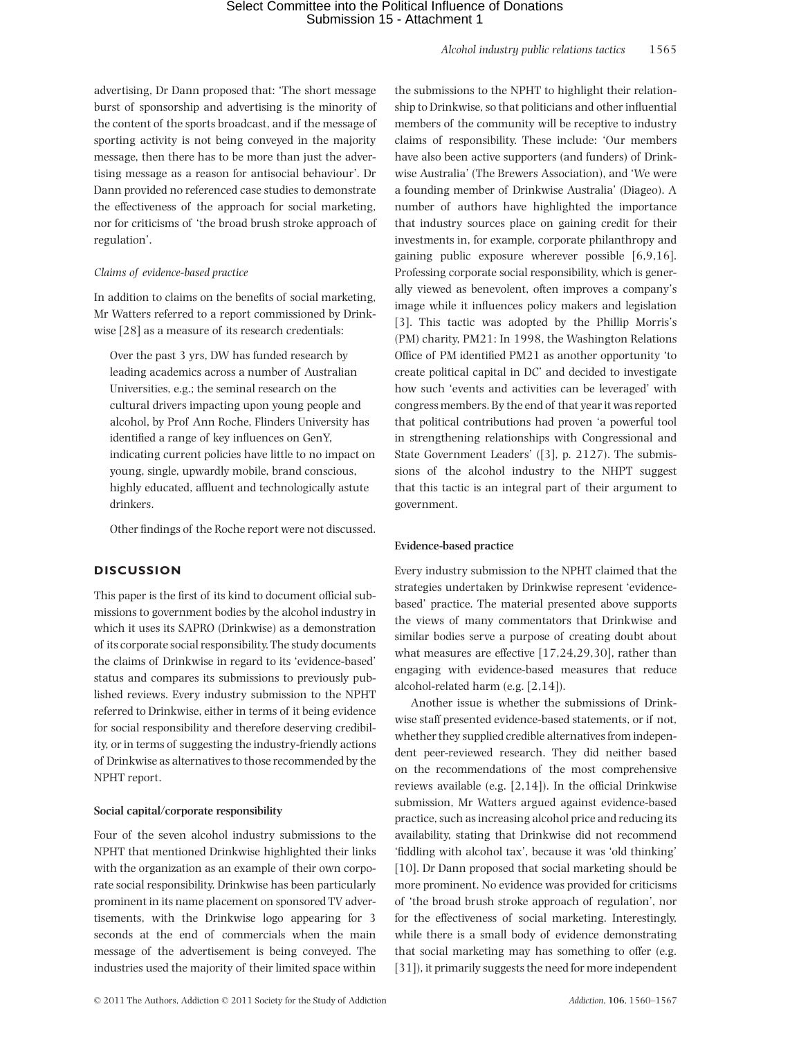advertising, Dr Dann proposed that: 'The short message burst of sponsorship and advertising is the minority of the content of the sports broadcast, and if the message of sporting activity is not being conveyed in the majority message, then there has to be more than just the advertising message as a reason for antisocial behaviour'. Dr Dann provided no referenced case studies to demonstrate the effectiveness of the approach for social marketing, nor for criticisms of 'the broad brush stroke approach of regulation'.

*Claims of evidence-based practice*

In addition to claims on the benefits of social marketing, Mr Watters referred to a report commissioned by Drinkwise [28] as a measure of its research credentials:

> Over the past 3 yrs, DW has funded research by leading academics across a number of Australian Universities, e.g.; the seminal research on the cultural drivers impacting upon young people and alcohol, by Prof Ann Roche, Flinders University has identified a range of key influences on GenY, indicating current policies have little to no impact on young, single, upwardly mobile, brand conscious, highly educated, affluent and technologically astute drinkers.

Other findings of the Roche report were not discussed.

## DISCUSSION

This paper is the first of its kind to document official submissions to government bodies by the alcohol industry in which it uses its SAPRO (Drinkwise) as a demonstration of its corporate social responsibility. The study documents the claims of Drinkwise in regard to its 'evidence-based' status and compares its submissions to previously published reviews. Every industry submission to the NPHT referred to Drinkwise, either in terms of it being evidence for social responsibility and therefore deserving credibility, or in terms of suggesting the industry-friendly actions of Drinkwise as alternatives to those recommended by the NPHT report.

### Social capital/corporate responsibility

Four of the seven alcohol industry submissions to the NPHT that mentioned Drinkwise highlighted their links with the organization as an example of their own corporate social responsibility. Drinkwise has been particularly prominent in its name placement on sponsored TV advertisements, with the Drinkwise logo appearing for 3 seconds at the end of commercials when the main message of the advertisement is being conveyed. The industries used the majority of their limited space within the submissions to the NPHT to highlight their relationship to Drinkwise, so that politicians and other influential members of the community will be receptive to industry claims of responsibility. These include: 'Our members have also been active supporters (and funders) of Drinkwise Australia' (The Brewers Association), and 'We were a founding member of Drinkwise Australia' (Diageo). A number of authors have highlighted the importance that industry sources place on gaining credit for their investments in, for example, corporate philanthropy and gaining public exposure wherever possible [6,9,16]. Professing corporate social responsibility, which is generally viewed as benevolent, often improves a company's image while it influences policy makers and legislation [3]. This tactic was adopted by the Phillip Morris's (PM) charity, PM21: In 1998, the Washington Relations Office of PM identified PM21 as another opportunity 'to create political capital in DC' and decided to investigate how such 'events and activities can be leveraged' with congress members. By the end of that year it was reported that political contributions had proven 'a powerful tool in strengthening relationships with Congressional and State Government Leaders' ([3], p. 2127). The submissions of the alcohol industry to the NHPT suggest that this tactic is an integral part of their argument to government.

### Evidence-based practice

Every industry submission to the NPHT claimed that the strategies undertaken by Drinkwise represent 'evidence-based' practice. The material presented above supports the views of many commentators that Drinkwise and similar bodies serve a purpose of creating doubt about what measures are effective [17,24,29,30], rather than engaging with evidence-based measures that reduce alcohol-related harm (e.g. [2,14]).

Another issue is whether the submissions of Drinkwise staff presented evidence-based statements, or if not, whether they supplied credible alternatives from independent peer-reviewed research. They did neither based on the recommendations of the most comprehensive reviews available (e.g. [2,14]). In the official Drinkwise submission, Mr Watters argued against evidence-based practice, such as increasing alcohol price and reducing its availability, stating that Drinkwise did not recommend 'fiddling with alcohol tax', because it was 'old thinking' [10]. Dr Dann proposed that social marketing should be more prominent. No evidence was provided for criticisms of 'the broad brush stroke approach of regulation', nor for the effectiveness of social marketing. Interestingly, while there is a small body of evidence demonstrating that social marketing may has something to offer (e.g. [31]), it primarily suggests the need for more independent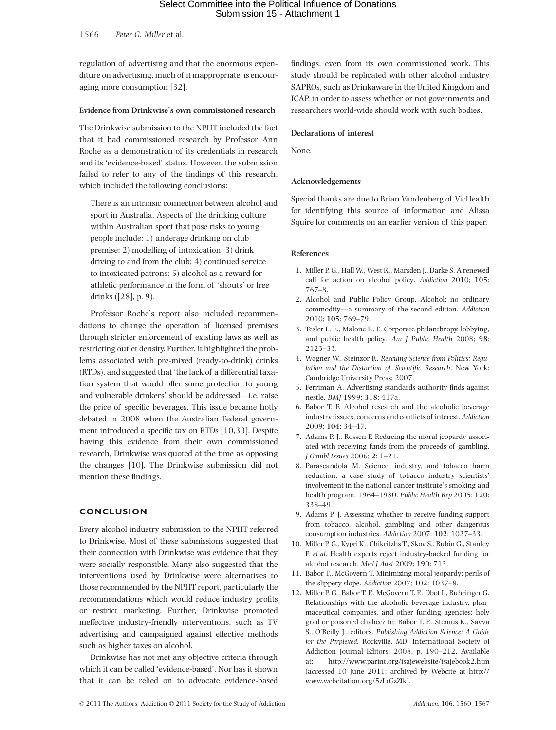regulation of advertising and that the enormous expenditure on advertising, much of it inappropriate, is encouraging more consumption [32].

### Evidence from Drinkwise's own commissioned research

The Drinkwise submission to the NPHT included the fact that it had commissioned research by Professor Ann Roche as a demonstration of its credentials in research and its 'evidence-based' status. However, the submission failed to refer to any of the findings of this research, which included the following conclusions:

> There is an intrinsic connection between alcohol and sport in Australia. Aspects of the drinking culture within Australian sport that pose risks to young people include: 1) underage drinking on club premise; 2) modelling of intoxication; 3) drink driving to and from the club; 4) continued service to intoxicated patrons; 5) alcohol as a reward for athletic performance in the form of 'shouts' or free drinks ([28], p. 9).

Professor Roche's report also included recommendations to change the operation of licensed premises through stricter enforcement of existing laws as well as restricting outlet density. Further, it highlighted the problems associated with pre-mixed (ready-to-drink) drinks (RTDs), and suggested that 'the lack of a differential taxation system that would offer some protection to young and vulnerable drinkers' should be addressed—i.e. raise the price of specific beverages. This issue became hotly debated in 2008 when the Australian Federal government introduced a specific tax on RTDs [10,33]. Despite having this evidence from their own commissioned research, Drinkwise was quoted at the time as opposing the changes [10]. The Drinkwise submission did not mention these findings.

## CONCLUSION

Every alcohol industry submission to the NPHT referred to Drinkwise. Most of these submissions suggested that their connection with Drinkwise was evidence that they were socially responsible. Many also suggested that the interventions used by Drinkwise were alternatives to those recommended by the NPHT report, particularly the recommendations which would reduce industry profits or restrict marketing. Further, Drinkwise promoted ineffective industry-friendly interventions, such as TV advertising and campaigned against effective methods such as higher taxes on alcohol.

Drinkwise has not met any objective criteria through which it can be called 'evidence-based'. Nor has it shown that it can be relied on to advocate evidence-based findings, even from its own commissioned work. This study should be replicated with other alcohol industry SAPROs, such as Drinkaware in the United Kingdom and ICAP, in order to assess whether or not governments and researchers world-wide should work with such bodies.

### Declarations of interest

None.

### Acknowledgements

Special thanks are due to Brian Vandenberg of VicHealth for identifying this source of information and Alissa Squire for comments on an earlier version of this paper.

### References

1. Miller P. G., Hall W., West R., Marsden J., Darke S. A renewed call for action on alcohol policy. *Addiction* 2010; **105**: 767–8.
2. Alcohol and Public Policy Group. Alcohol: no ordinary commodity—a summary of the second edition. *Addiction* 2010; **105**: 769–79.
3. Tesler L. E., Malone R. E. Corporate philanthropy, lobbying, and public health policy. *Am J Public Health* 2008; **98**: 2123–33.
4. Wagner W., Steinzor R. *Rescuing Science from Politics: Regulation and the Distortion of Scientific Research*. New York: Cambridge University Press; 2007.
5. Ferriman A. Advertising standards authority finds against nestle. *BMJ* 1999; **318**: 417a.
6. Babor T. F. Alcohol research and the alcoholic beverage industry: issues, concerns and conflicts of interest. *Addiction* 2009; **104**: 34–47.
7. Adams P. J., Rossen F. Reducing the moral jeopardy associated with receiving funds from the proceeds of gambling. *J Gambl Issues* 2006; **2**: 1–21.
8. Parascandola M. Science, industry, and tobacco harm reduction: a case study of tobacco industry scientists' involvement in the national cancer institute's smoking and health program, 1964–1980. *Public Health Rep* 2005; **120**: 338–49.
9. Adams P. J. Assessing whether to receive funding support from tobacco, alcohol, gambling and other dangerous consumption industries. *Addiction* 2007; **102**: 1027–33.
10. Miller P. G., Kypri K., Chikritzhs T., Skov S., Rubin G., Stanley F. *et al*. Health experts reject industry-backed funding for alcohol research. *Med J Aust* 2009; **190**: 713.
11. Babor T., McGovern T. Minimizing moral jeopardy: perils of the slippery slope. *Addiction* 2007; **102**: 1037–8.
12. Miller P. G., Babor T. F., McGovern T. F., Obot I., Buhringer G. Relationships with the alcoholic beverage industry, pharmaceutical companies, and other funding agencies: holy grail or poisoned chalice? In: Babor T. F., Stenius K., Savva S., O'Reilly J., editors. *Publishing Addiction Science: A Guide for the Perplexed*. Rockville, MD: International Society of Addiction Journal Editors; 2008, p. 190–212. Available at: http://www.parint.org/isajewebsite/isajebook2.htm (accessed 10 June 2011; archived by Webcite at http://www.webcitation.org/5zLrGzZfk).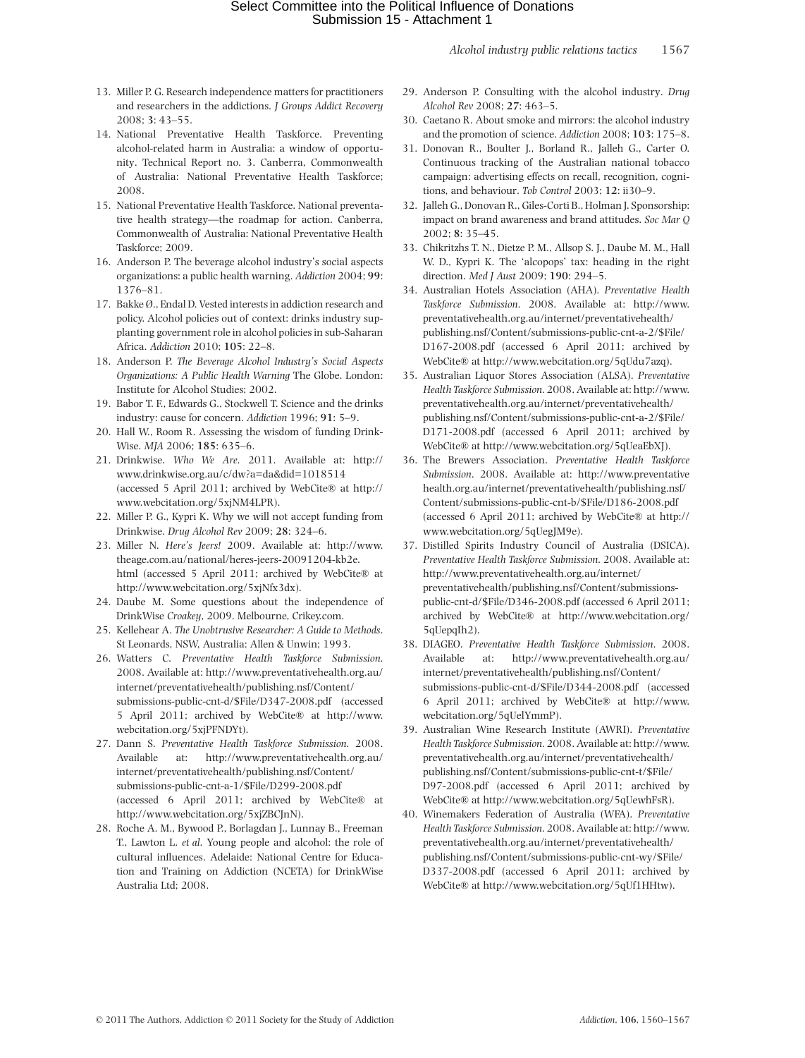13. Miller P. G. Research independence matters for practitioners and researchers in the addictions. *J Groups Addict Recovery* 2008; **3**: 43–55.
14. National Preventative Health Taskforce. Preventing alcohol-related harm in Australia: a window of opportunity. Technical Report no. 3. Canberra, Commonwealth of Australia: National Preventative Health Taskforce; 2008.
15. National Preventative Health Taskforce. National preventative health strategy—the roadmap for action. Canberra, Commonwealth of Australia: National Preventative Health Taskforce; 2009.
16. Anderson P. The beverage alcohol industry's social aspects organizations: a public health warning. *Addiction* 2004; **99**: 1376–81.
17. Bakke Ø., Endal D. Vested interests in addiction research and policy. Alcohol policies out of context: drinks industry supplanting government role in alcohol policies in sub-Saharan Africa. *Addiction* 2010; **105**: 22–8.
18. Anderson P. *The Beverage Alcohol Industry's Social Aspects Organizations: A Public Health Warning* The Globe. London: Institute for Alcohol Studies; 2002.
19. Babor T. F., Edwards G., Stockwell T. Science and the drinks industry: cause for concern. *Addiction* 1996; **91**: 5–9.
20. Hall W., Room R. Assessing the wisdom of funding DrinkWise. *MJA* 2006; **185**: 635–6.
21. Drinkwise. *Who We Are*. 2011. Available at: http://www.drinkwise.org.au/c/dw?a=da&did=1018514 (accessed 5 April 2011; archived by WebCite® at http://www.webcitation.org/5xjNM4LPR).
22. Miller P. G., Kypri K. Why we will not accept funding from Drinkwise. *Drug Alcohol Rev* 2009; **28**: 324–6.
23. Miller N. *Here's Jeers!* 2009. Available at: http://www.theage.com.au/national/heres-jeers-20091204-kb2e.html (accessed 5 April 2011; archived by WebCite® at http://www.webcitation.org/5xjNfx3dx).
24. Daube M. Some questions about the independence of DrinkWise *Croakey*, 2009. Melbourne, Crikey.com.
25. Kellehear A. *The Unobtrusive Researcher: A Guide to Methods*. St Leonards, NSW, Australia: Allen & Unwin; 1993.
26. Watters C. *Preventative Health Taskforce Submission*. 2008. Available at: http://www.preventativehealth.org.au/internet/preventativehealth/publishing.nsf/Content/submissions-public-cnt-d/$File/D347-2008.pdf (accessed 5 April 2011; archived by WebCite® at http://www.webcitation.org/5xjPFNDYt).
27. Dann S. *Preventative Health Taskforce Submission*. 2008. Available at: http://www.preventativehealth.org.au/internet/preventativehealth/publishing.nsf/Content/submissions-public-cnt-a-1/$File/D299-2008.pdf (accessed 6 April 2011; archived by WebCite® at http://www.webcitation.org/5xjZBCJnN).
28. Roche A. M., Bywood P., Borlagdan J., Lunnay B., Freeman T., Lawton L. *et al*. Young people and alcohol: the role of cultural influences. Adelaide: National Centre for Education and Training on Addiction (NCETA) for DrinkWise Australia Ltd; 2008.
29. Anderson P. Consulting with the alcohol industry. *Drug Alcohol Rev* 2008; **27**: 463–5.
30. Caetano R. About smoke and mirrors: the alcohol industry and the promotion of science. *Addiction* 2008; **103**: 175–8.
31. Donovan R., Boulter J., Borland R., Jalleh G., Carter O. Continuous tracking of the Australian national tobacco campaign: advertising effects on recall, recognition, cognitions, and behaviour. *Tob Control* 2003; **12**: ii30–9.
32. Jalleh G., Donovan R., Giles-Corti B., Holman J. Sponsorship: impact on brand awareness and brand attitudes. *Soc Mar Q* 2002; **8**: 35–45.
33. Chikritzhs T. N., Dietze P. M., Allsop S. J., Daube M. M., Hall W. D., Kypri K. The 'alcopops' tax: heading in the right direction. *Med J Aust* 2009; **190**: 294–5.
34. Australian Hotels Association (AHA). *Preventative Health Taskforce Submission*. 2008. Available at: http://www.preventativehealth.org.au/internet/preventativehealth/publishing.nsf/Content/submissions-public-cnt-a-2/$File/D167-2008.pdf (accessed 6 April 2011; archived by WebCite® at http://www.webcitation.org/5qUdu7azq).
35. Australian Liquor Stores Association (ALSA). *Preventative Health Taskforce Submission*. 2008. Available at: http://www.preventativehealth.org.au/internet/preventativehealth/publishing.nsf/Content/submissions-public-cnt-a-2/$File/D171-2008.pdf (accessed 6 April 2011; archived by WebCite® at http://www.webcitation.org/5qUeaEbXJ).
36. The Brewers Association. *Preventative Health Taskforce Submission*. 2008. Available at: http://www.preventativehealth.org.au/internet/preventativehealth/publishing.nsf/Content/submissions-public-cnt-b/$File/D186-2008.pdf (accessed 6 April 2011; archived by WebCite® at http://www.webcitation.org/5qUegJM9e).
37. Distilled Spirits Industry Council of Australia (DSICA). *Preventative Health Taskforce Submission*. 2008. Available at: http://www.preventativehealth.org.au/internet/preventativehealth/publishing.nsf/Content/submissions-public-cnt-d/$File/D346-2008.pdf (accessed 6 April 2011; archived by WebCite® at http://www.webcitation.org/5qUepqIh2).
38. DIAGEO. *Preventative Health Taskforce Submission*. 2008. Available at: http://www.preventativehealth.org.au/internet/preventativehealth/publishing.nsf/Content/submissions-public-cnt-d/$File/D344-2008.pdf (accessed 6 April 2011; archived by WebCite® at http://www.webcitation.org/5qUelYmmP).
39. Australian Wine Research Institute (AWRI). *Preventative Health Taskforce Submission*. 2008. Available at: http://www.preventativehealth.org.au/internet/preventativehealth/publishing.nsf/Content/submissions-public-cnt-t/$File/D97-2008.pdf (accessed 6 April 2011; archived by WebCite® at http://www.webcitation.org/5qUewhFsR).
40. Winemakers Federation of Australia (WFA). *Preventative Health Taskforce Submission*. 2008. Available at: http://www.preventativehealth.org.au/internet/preventativehealth/publishing.nsf/Content/submissions-public-cnt-wy/$File/D337-2008.pdf (accessed 6 April 2011; archived by WebCite® at http://www.webcitation.org/5qUf1HHtw).